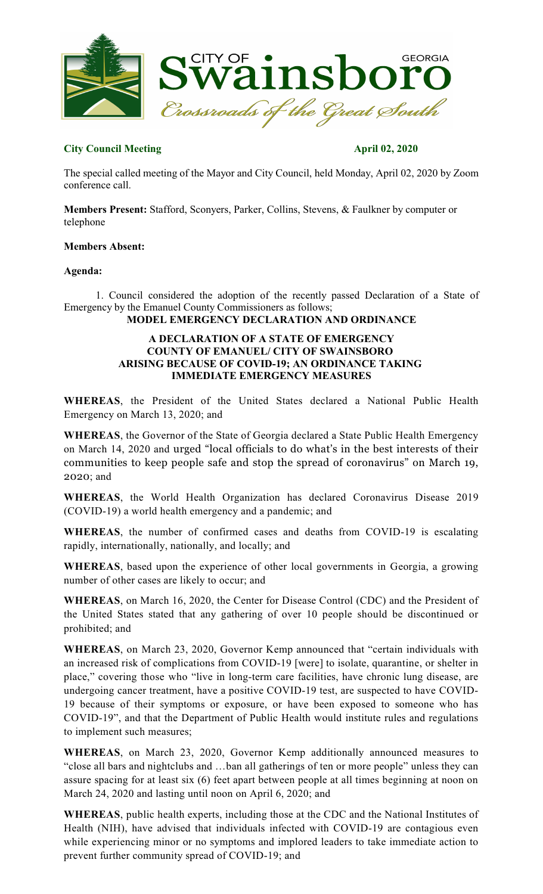CITY OF **Swainsboro** GEORGIA

*Crossroads of the Great South*

**City Council Meeting** **April 02, 2020**

The special called meeting of the Mayor and City Council, held Monday, April 02, 2020 by Zoom conference call.

**Members Present:** Stafford, Sconyers, Parker, Collins, Stevens, & Faulkner by computer or telephone

**Members Absent:**

**Agenda:**

1. Council considered the adoption of the recently passed Declaration of a State of Emergency by the Emanuel County Commissioners as follows;

**MODEL EMERGENCY DECLARATION AND ORDINANCE**

**A DECLARATION OF A STATE OF EMERGENCY**
**COUNTY OF EMANUEL/ CITY OF SWAINSBORO**
**ARISING BECAUSE OF COVID-19; AN ORDINANCE TAKING IMMEDIATE EMERGENCY MEASURES**

**WHEREAS**, the President of the United States declared a National Public Health Emergency on March 13, 2020; and

**WHEREAS**, the Governor of the State of Georgia declared a State Public Health Emergency on March 14, 2020 and urged "local officials to do what's in the best interests of their communities to keep people safe and stop the spread of coronavirus" on March 19, 2020; and

**WHEREAS**, the World Health Organization has declared Coronavirus Disease 2019 (COVID-19) a world health emergency and a pandemic; and

**WHEREAS**, the number of confirmed cases and deaths from COVID-19 is escalating rapidly, internationally, nationally, and locally; and

**WHEREAS**, based upon the experience of other local governments in Georgia, a growing number of other cases are likely to occur; and

**WHEREAS**, on March 16, 2020, the Center for Disease Control (CDC) and the President of the United States stated that any gathering of over 10 people should be discontinued or prohibited; and

**WHEREAS**, on March 23, 2020, Governor Kemp announced that "certain individuals with an increased risk of complications from COVID-19 [were] to isolate, quarantine, or shelter in place," covering those who "live in long-term care facilities, have chronic lung disease, are undergoing cancer treatment, have a positive COVID-19 test, are suspected to have COVID-19 because of their symptoms or exposure, or have been exposed to someone who has COVID-19", and that the Department of Public Health would institute rules and regulations to implement such measures;

**WHEREAS**, on March 23, 2020, Governor Kemp additionally announced measures to "close all bars and nightclubs and …ban all gatherings of ten or more people" unless they can assure spacing for at least six (6) feet apart between people at all times beginning at noon on March 24, 2020 and lasting until noon on April 6, 2020; and

**WHEREAS**, public health experts, including those at the CDC and the National Institutes of Health (NIH), have advised that individuals infected with COVID-19 are contagious even while experiencing minor or no symptoms and implored leaders to take immediate action to prevent further community spread of COVID-19; and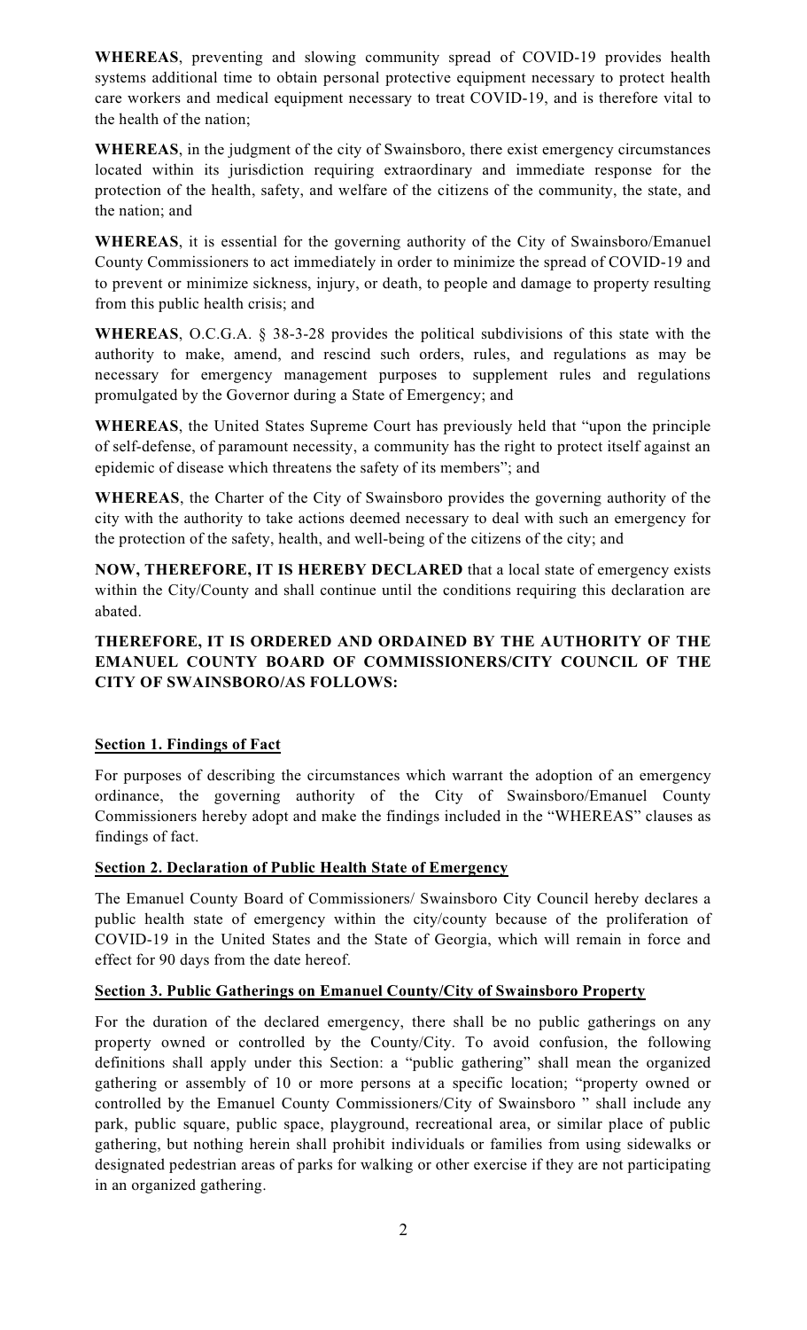**WHEREAS**, preventing and slowing community spread of COVID-19 provides health systems additional time to obtain personal protective equipment necessary to protect health care workers and medical equipment necessary to treat COVID-19, and is therefore vital to the health of the nation;

**WHEREAS**, in the judgment of the city of Swainsboro, there exist emergency circumstances located within its jurisdiction requiring extraordinary and immediate response for the protection of the health, safety, and welfare of the citizens of the community, the state, and the nation; and

**WHEREAS**, it is essential for the governing authority of the City of Swainsboro/Emanuel County Commissioners to act immediately in order to minimize the spread of COVID-19 and to prevent or minimize sickness, injury, or death, to people and damage to property resulting from this public health crisis; and

**WHEREAS**, O.C.G.A. § 38-3-28 provides the political subdivisions of this state with the authority to make, amend, and rescind such orders, rules, and regulations as may be necessary for emergency management purposes to supplement rules and regulations promulgated by the Governor during a State of Emergency; and

**WHEREAS**, the United States Supreme Court has previously held that "upon the principle of self-defense, of paramount necessity, a community has the right to protect itself against an epidemic of disease which threatens the safety of its members"; and

**WHEREAS**, the Charter of the City of Swainsboro provides the governing authority of the city with the authority to take actions deemed necessary to deal with such an emergency for the protection of the safety, health, and well-being of the citizens of the city; and

**NOW, THEREFORE, IT IS HEREBY DECLARED** that a local state of emergency exists within the City/County and shall continue until the conditions requiring this declaration are abated.

**THEREFORE, IT IS ORDERED AND ORDAINED BY THE AUTHORITY OF THE EMANUEL COUNTY BOARD OF COMMISSIONERS/CITY COUNCIL OF THE CITY OF SWAINSBORO/AS FOLLOWS:**

## Section 1. Findings of Fact

For purposes of describing the circumstances which warrant the adoption of an emergency ordinance, the governing authority of the City of Swainsboro/Emanuel County Commissioners hereby adopt and make the findings included in the "WHEREAS" clauses as findings of fact.

## Section 2. Declaration of Public Health State of Emergency

The Emanuel County Board of Commissioners/ Swainsboro City Council hereby declares a public health state of emergency within the city/county because of the proliferation of COVID-19 in the United States and the State of Georgia, which will remain in force and effect for 90 days from the date hereof.

## Section 3. Public Gatherings on Emanuel County/City of Swainsboro Property

For the duration of the declared emergency, there shall be no public gatherings on any property owned or controlled by the County/City. To avoid confusion, the following definitions shall apply under this Section: a "public gathering" shall mean the organized gathering or assembly of 10 or more persons at a specific location; "property owned or controlled by the Emanuel County Commissioners/City of Swainsboro " shall include any park, public square, public space, playground, recreational area, or similar place of public gathering, but nothing herein shall prohibit individuals or families from using sidewalks or designated pedestrian areas of parks for walking or other exercise if they are not participating in an organized gathering.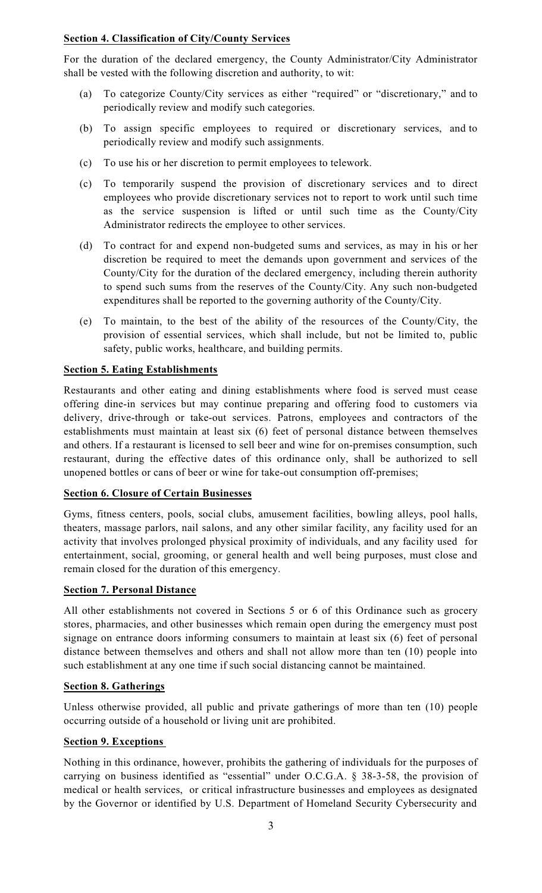**Section 4. Classification of City/County Services**

For the duration of the declared emergency, the County Administrator/City Administrator shall be vested with the following discretion and authority, to wit:

(a) To categorize County/City services as either "required" or "discretionary," and to periodically review and modify such categories.

(b) To assign specific employees to required or discretionary services, and to periodically review and modify such assignments.

(c) To use his or her discretion to permit employees to telework.

(c) To temporarily suspend the provision of discretionary services and to direct employees who provide discretionary services not to report to work until such time as the service suspension is lifted or until such time as the County/City Administrator redirects the employee to other services.

(d) To contract for and expend non-budgeted sums and services, as may in his or her discretion be required to meet the demands upon government and services of the County/City for the duration of the declared emergency, including therein authority to spend such sums from the reserves of the County/City. Any such non-budgeted expenditures shall be reported to the governing authority of the County/City.

(e) To maintain, to the best of the ability of the resources of the County/City, the provision of essential services, which shall include, but not be limited to, public safety, public works, healthcare, and building permits.

**Section 5. Eating Establishments**

Restaurants and other eating and dining establishments where food is served must cease offering dine-in services but may continue preparing and offering food to customers via delivery, drive-through or take-out services. Patrons, employees and contractors of the establishments must maintain at least six (6) feet of personal distance between themselves and others. If a restaurant is licensed to sell beer and wine for on-premises consumption, such restaurant, during the effective dates of this ordinance only, shall be authorized to sell unopened bottles or cans of beer or wine for take-out consumption off-premises;

**Section 6. Closure of Certain Businesses**

Gyms, fitness centers, pools, social clubs, amusement facilities, bowling alleys, pool halls, theaters, massage parlors, nail salons, and any other similar facility, any facility used for an activity that involves prolonged physical proximity of individuals, and any facility used for entertainment, social, grooming, or general health and well being purposes, must close and remain closed for the duration of this emergency.

**Section 7. Personal Distance**

All other establishments not covered in Sections 5 or 6 of this Ordinance such as grocery stores, pharmacies, and other businesses which remain open during the emergency must post signage on entrance doors informing consumers to maintain at least six (6) feet of personal distance between themselves and others and shall not allow more than ten (10) people into such establishment at any one time if such social distancing cannot be maintained.

**Section 8. Gatherings**

Unless otherwise provided, all public and private gatherings of more than ten (10) people occurring outside of a household or living unit are prohibited.

**Section 9. Exceptions**

Nothing in this ordinance, however, prohibits the gathering of individuals for the purposes of carrying on business identified as "essential" under O.C.G.A. § 38-3-58, the provision of medical or health services, or critical infrastructure businesses and employees as designated by the Governor or identified by U.S. Department of Homeland Security Cybersecurity and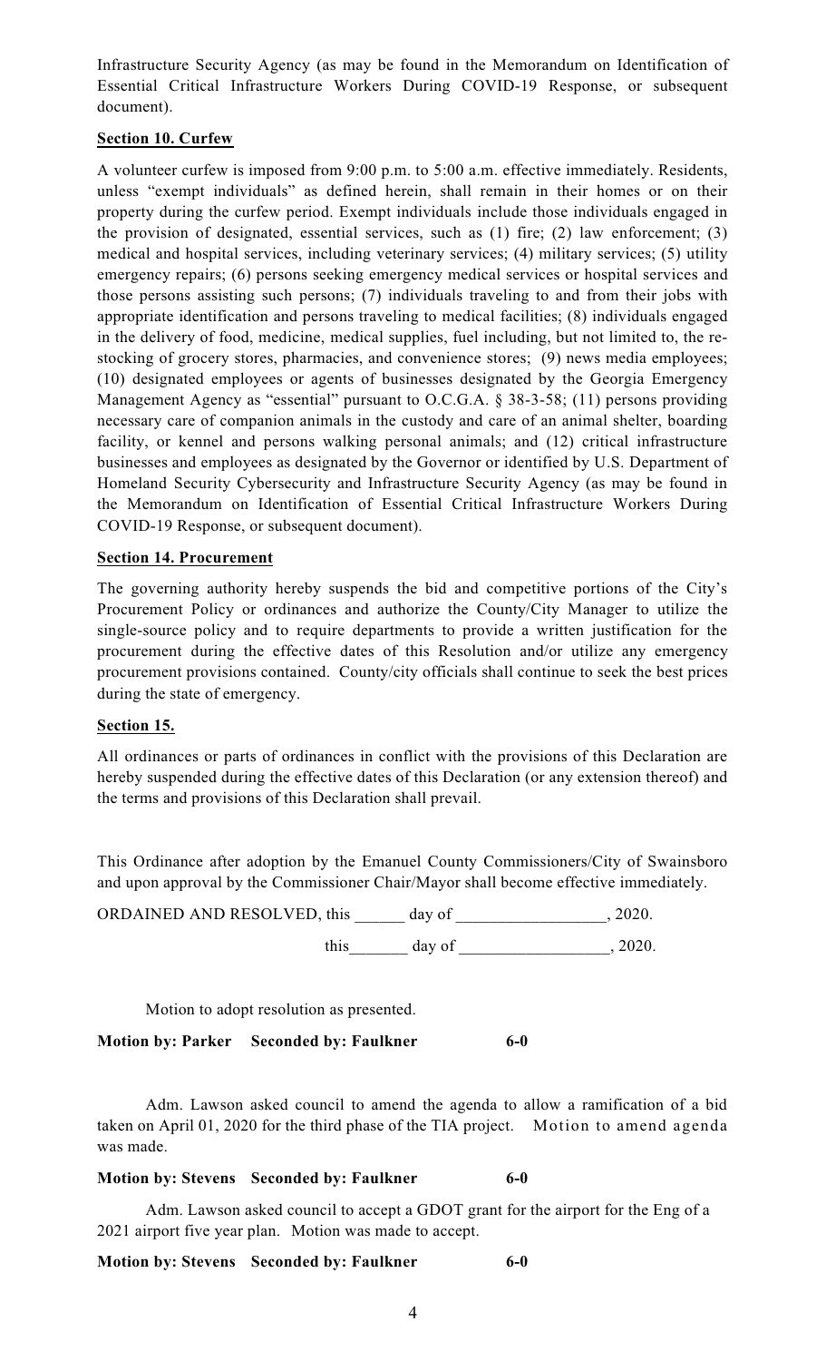Infrastructure Security Agency (as may be found in the Memorandum on Identification of Essential Critical Infrastructure Workers During COVID-19 Response, or subsequent document).

**Section 10. Curfew**

A volunteer curfew is imposed from 9:00 p.m. to 5:00 a.m. effective immediately. Residents, unless "exempt individuals" as defined herein, shall remain in their homes or on their property during the curfew period. Exempt individuals include those individuals engaged in the provision of designated, essential services, such as (1) fire; (2) law enforcement; (3) medical and hospital services, including veterinary services; (4) military services; (5) utility emergency repairs; (6) persons seeking emergency medical services or hospital services and those persons assisting such persons; (7) individuals traveling to and from their jobs with appropriate identification and persons traveling to medical facilities; (8) individuals engaged in the delivery of food, medicine, medical supplies, fuel including, but not limited to, the re-stocking of grocery stores, pharmacies, and convenience stores; (9) news media employees; (10) designated employees or agents of businesses designated by the Georgia Emergency Management Agency as "essential" pursuant to O.C.G.A. § 38-3-58; (11) persons providing necessary care of companion animals in the custody and care of an animal shelter, boarding facility, or kennel and persons walking personal animals; and (12) critical infrastructure businesses and employees as designated by the Governor or identified by U.S. Department of Homeland Security Cybersecurity and Infrastructure Security Agency (as may be found in the Memorandum on Identification of Essential Critical Infrastructure Workers During COVID-19 Response, or subsequent document).

**Section 14. Procurement**

The governing authority hereby suspends the bid and competitive portions of the City's Procurement Policy or ordinances and authorize the County/City Manager to utilize the single-source policy and to require departments to provide a written justification for the procurement during the effective dates of this Resolution and/or utilize any emergency procurement provisions contained. County/city officials shall continue to seek the best prices during the state of emergency.

**Section 15.**

All ordinances or parts of ordinances in conflict with the provisions of this Declaration are hereby suspended during the effective dates of this Declaration (or any extension thereof) and the terms and provisions of this Declaration shall prevail.

This Ordinance after adoption by the Emanuel County Commissioners/City of Swainsboro and upon approval by the Commissioner Chair/Mayor shall become effective immediately.

ORDAINED AND RESOLVED, this ______ day of _________________, 2020.

this_______ day of _________________, 2020.

Motion to adopt resolution as presented.

**Motion by: Parker Seconded by: Faulkner 6-0**

Adm. Lawson asked council to amend the agenda to allow a ramification of a bid taken on April 01, 2020 for the third phase of the TIA project. Motion to amend agenda was made.

**Motion by: Stevens Seconded by: Faulkner 6-0**

Adm. Lawson asked council to accept a GDOT grant for the airport for the Eng of a 2021 airport five year plan. Motion was made to accept.

**Motion by: Stevens Seconded by: Faulkner 6-0**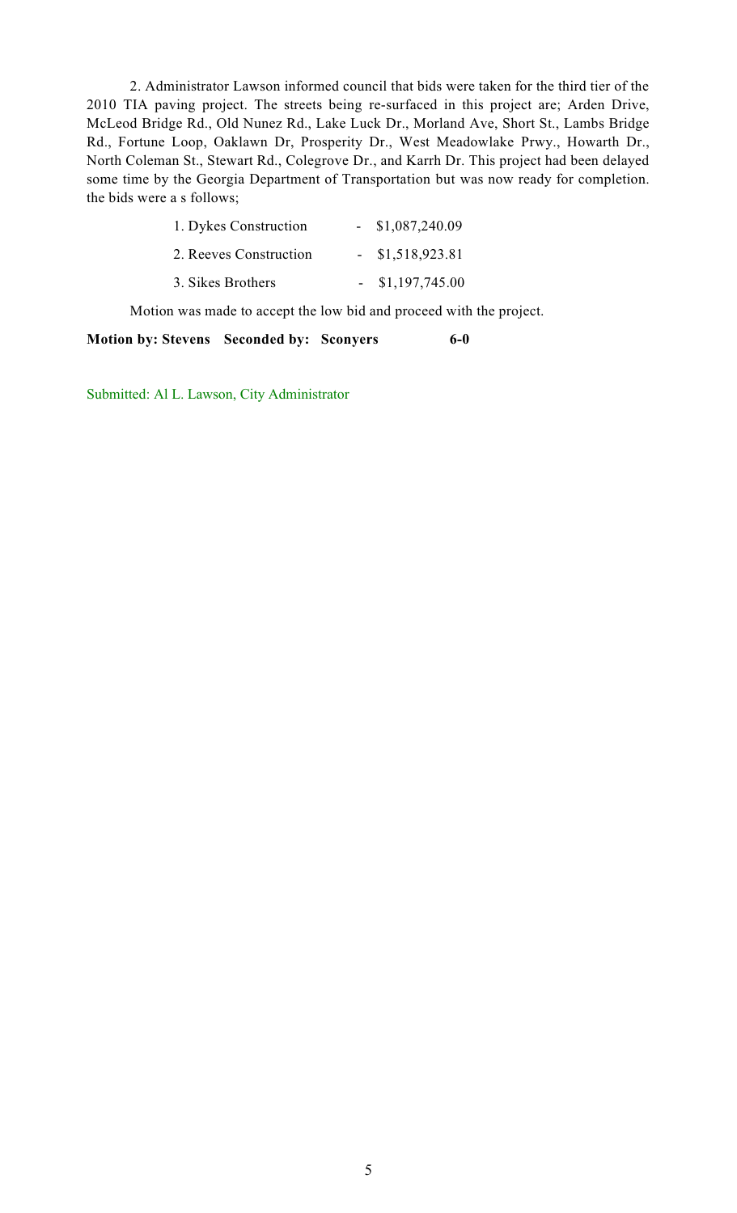2. Administrator Lawson informed council that bids were taken for the third tier of the 2010 TIA paving project. The streets being re-surfaced in this project are; Arden Drive, McLeod Bridge Rd., Old Nunez Rd., Lake Luck Dr., Morland Ave, Short St., Lambs Bridge Rd., Fortune Loop, Oaklawn Dr, Prosperity Dr., West Meadowlake Prwy., Howarth Dr., North Coleman St., Stewart Rd., Colegrove Dr., and Karrh Dr. This project had been delayed some time by the Georgia Department of Transportation but was now ready for completion. the bids were a s follows;

| | | |
|---|---|---|
| 1. Dykes Construction | - | $1,087,240.09 |
| 2. Reeves Construction | - | $1,518,923.81 |
| 3. Sikes Brothers | - | $1,197,745.00 |

Motion was made to accept the low bid and proceed with the project.

**Motion by: Stevens Seconded by: Sconyers 6-0**

Submitted: Al L. Lawson, City Administrator